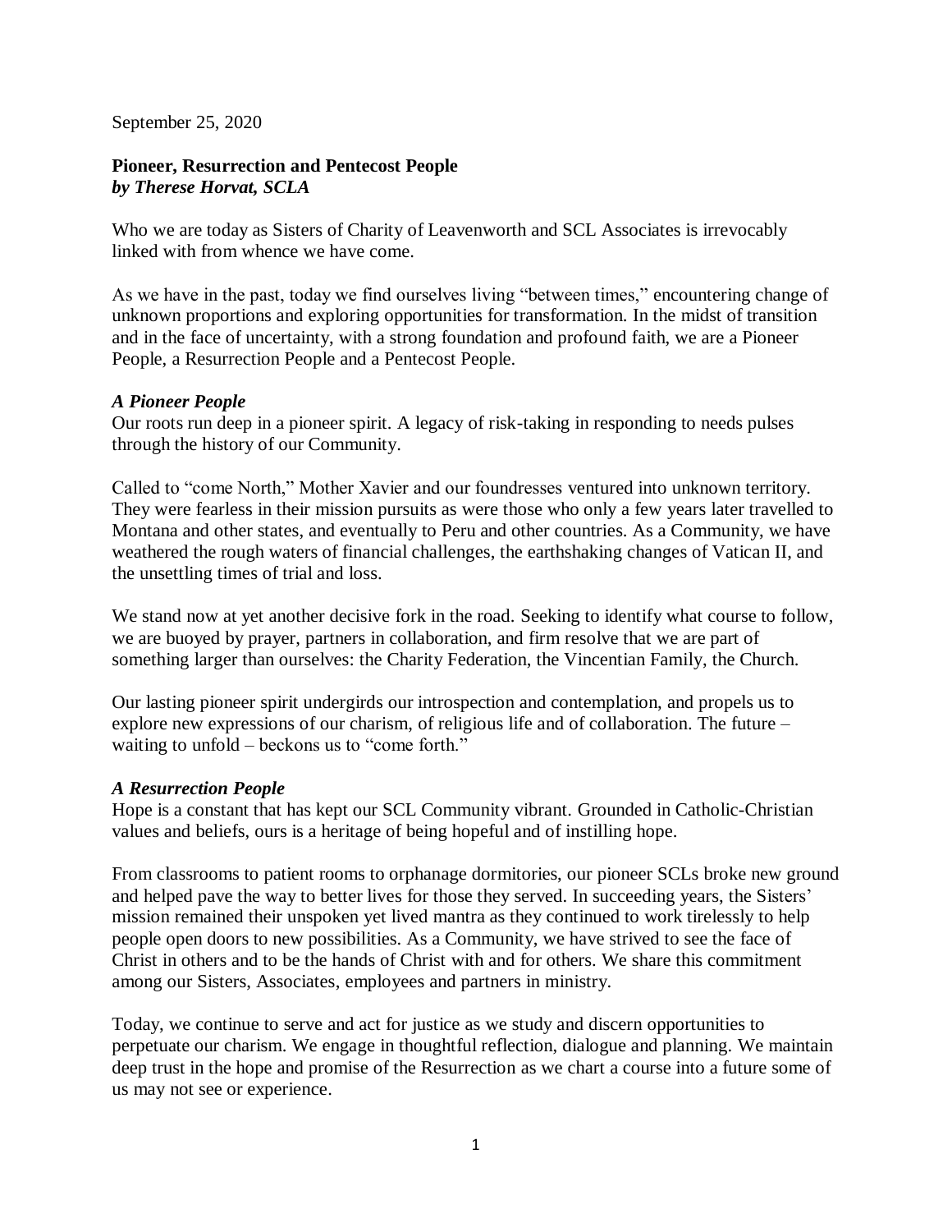September 25, 2020

**Pioneer, Resurrection and Pentecost People**
***by Therese Horvat, SCLA***

Who we are today as Sisters of Charity of Leavenworth and SCL Associates is irrevocably linked with from whence we have come.

As we have in the past, today we find ourselves living "between times," encountering change of unknown proportions and exploring opportunities for transformation. In the midst of transition and in the face of uncertainty, with a strong foundation and profound faith, we are a Pioneer People, a Resurrection People and a Pentecost People.

***A Pioneer People***

Our roots run deep in a pioneer spirit. A legacy of risk-taking in responding to needs pulses through the history of our Community.

Called to "come North," Mother Xavier and our foundresses ventured into unknown territory. They were fearless in their mission pursuits as were those who only a few years later travelled to Montana and other states, and eventually to Peru and other countries. As a Community, we have weathered the rough waters of financial challenges, the earthshaking changes of Vatican II, and the unsettling times of trial and loss.

We stand now at yet another decisive fork in the road. Seeking to identify what course to follow, we are buoyed by prayer, partners in collaboration, and firm resolve that we are part of something larger than ourselves: the Charity Federation, the Vincentian Family, the Church.

Our lasting pioneer spirit undergirds our introspection and contemplation, and propels us to explore new expressions of our charism, of religious life and of collaboration. The future – waiting to unfold – beckons us to "come forth."

***A Resurrection People***

Hope is a constant that has kept our SCL Community vibrant. Grounded in Catholic-Christian values and beliefs, ours is a heritage of being hopeful and of instilling hope.

From classrooms to patient rooms to orphanage dormitories, our pioneer SCLs broke new ground and helped pave the way to better lives for those they served. In succeeding years, the Sisters' mission remained their unspoken yet lived mantra as they continued to work tirelessly to help people open doors to new possibilities. As a Community, we have strived to see the face of Christ in others and to be the hands of Christ with and for others. We share this commitment among our Sisters, Associates, employees and partners in ministry.

Today, we continue to serve and act for justice as we study and discern opportunities to perpetuate our charism. We engage in thoughtful reflection, dialogue and planning. We maintain deep trust in the hope and promise of the Resurrection as we chart a course into a future some of us may not see or experience.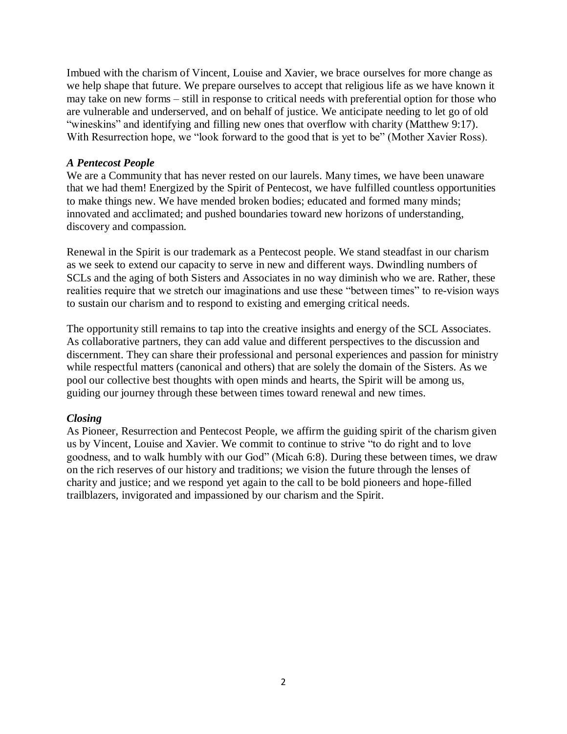Imbued with the charism of Vincent, Louise and Xavier, we brace ourselves for more change as we help shape that future. We prepare ourselves to accept that religious life as we have known it may take on new forms – still in response to critical needs with preferential option for those who are vulnerable and underserved, and on behalf of justice. We anticipate needing to let go of old "wineskins" and identifying and filling new ones that overflow with charity (Matthew 9:17). With Resurrection hope, we "look forward to the good that is yet to be" (Mother Xavier Ross).

### *A Pentecost People*

We are a Community that has never rested on our laurels. Many times, we have been unaware that we had them! Energized by the Spirit of Pentecost, we have fulfilled countless opportunities to make things new. We have mended broken bodies; educated and formed many minds; innovated and acclimated; and pushed boundaries toward new horizons of understanding, discovery and compassion.

Renewal in the Spirit is our trademark as a Pentecost people. We stand steadfast in our charism as we seek to extend our capacity to serve in new and different ways. Dwindling numbers of SCLs and the aging of both Sisters and Associates in no way diminish who we are. Rather, these realities require that we stretch our imaginations and use these "between times" to re-vision ways to sustain our charism and to respond to existing and emerging critical needs.

The opportunity still remains to tap into the creative insights and energy of the SCL Associates. As collaborative partners, they can add value and different perspectives to the discussion and discernment. They can share their professional and personal experiences and passion for ministry while respectful matters (canonical and others) that are solely the domain of the Sisters. As we pool our collective best thoughts with open minds and hearts, the Spirit will be among us, guiding our journey through these between times toward renewal and new times.

### *Closing*

As Pioneer, Resurrection and Pentecost People, we affirm the guiding spirit of the charism given us by Vincent, Louise and Xavier. We commit to continue to strive "to do right and to love goodness, and to walk humbly with our God" (Micah 6:8). During these between times, we draw on the rich reserves of our history and traditions; we vision the future through the lenses of charity and justice; and we respond yet again to the call to be bold pioneers and hope-filled trailblazers, invigorated and impassioned by our charism and the Spirit.